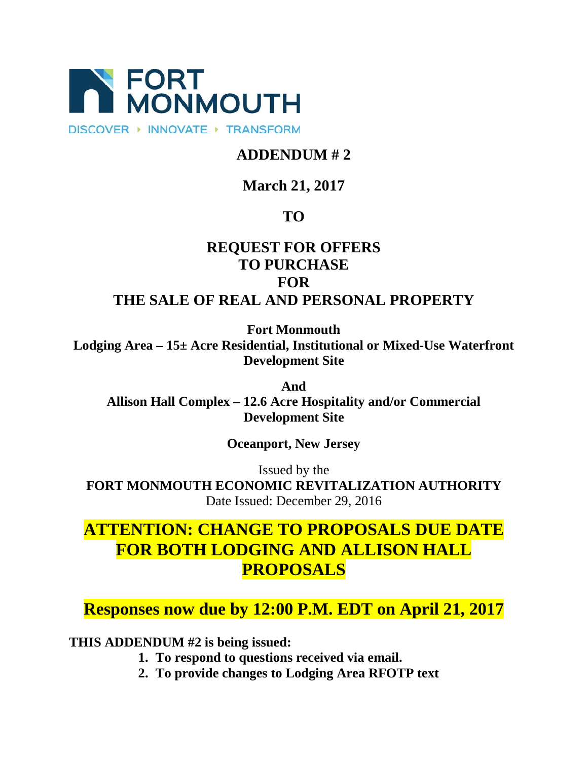FORT MONMOUTH

DISCOVER ▸ INNOVATE ▸ TRANSFORM

# ADDENDUM # 2

## March 21, 2017

## TO

# REQUEST FOR OFFERS TO PURCHASE FOR THE SALE OF REAL AND PERSONAL PROPERTY

**Fort Monmouth**
**Lodging Area – 15± Acre Residential, Institutional or Mixed-Use Waterfront Development Site**

**And**
**Allison Hall Complex – 12.6 Acre Hospitality and/or Commercial Development Site**

**Oceanport, New Jersey**

Issued by the
**FORT MONMOUTH ECONOMIC REVITALIZATION AUTHORITY**
Date Issued: December 29, 2016

## ATTENTION: CHANGE TO PROPOSALS DUE DATE FOR BOTH LODGING AND ALLISON HALL PROPOSALS

## Responses now due by 12:00 P.M. EDT on April 21, 2017

**THIS ADDENDUM #2 is being issued:**

1. **To respond to questions received via email.**
2. **To provide changes to Lodging Area RFOTP text**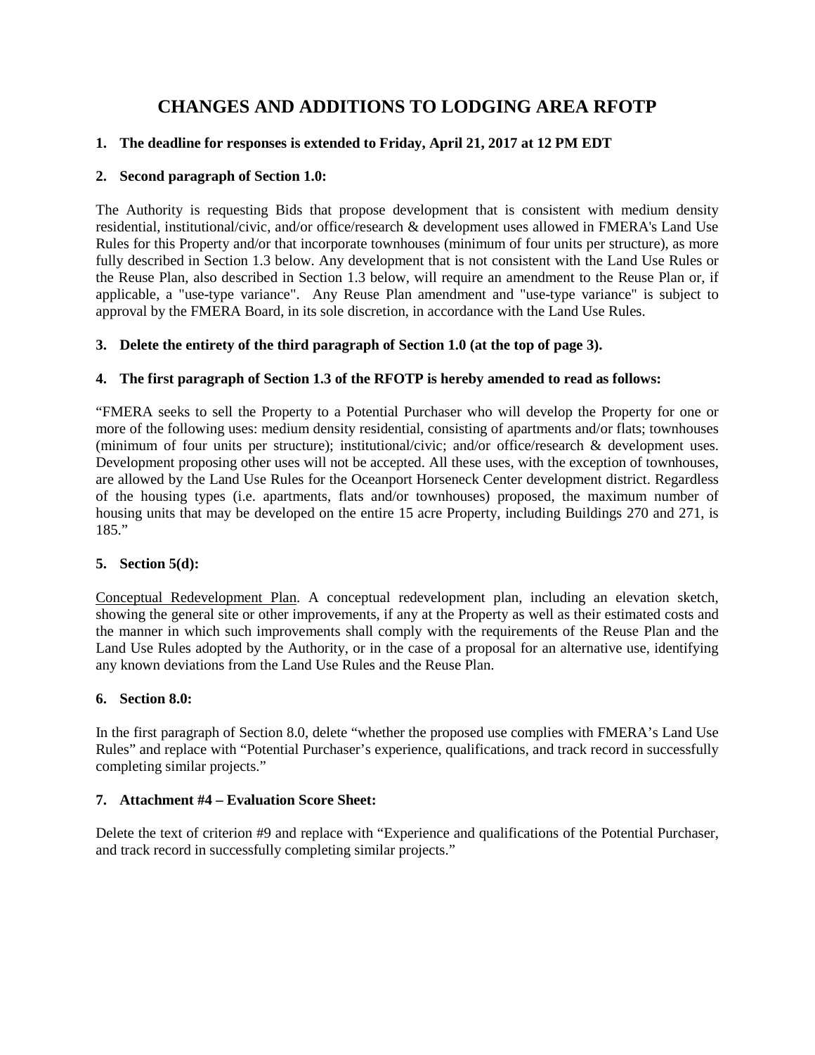# CHANGES AND ADDITIONS TO LODGING AREA RFOTP

**1. The deadline for responses is extended to Friday, April 21, 2017 at 12 PM EDT**

**2. Second paragraph of Section 1.0:**

The Authority is requesting Bids that propose development that is consistent with medium density residential, institutional/civic, and/or office/research & development uses allowed in FMERA's Land Use Rules for this Property and/or that incorporate townhouses (minimum of four units per structure), as more fully described in Section 1.3 below. Any development that is not consistent with the Land Use Rules or the Reuse Plan, also described in Section 1.3 below, will require an amendment to the Reuse Plan or, if applicable, a "use-type variance". Any Reuse Plan amendment and "use-type variance" is subject to approval by the FMERA Board, in its sole discretion, in accordance with the Land Use Rules.

**3. Delete the entirety of the third paragraph of Section 1.0 (at the top of page 3).**

**4. The first paragraph of Section 1.3 of the RFOTP is hereby amended to read as follows:**

"FMERA seeks to sell the Property to a Potential Purchaser who will develop the Property for one or more of the following uses: medium density residential, consisting of apartments and/or flats; townhouses (minimum of four units per structure); institutional/civic; and/or office/research & development uses. Development proposing other uses will not be accepted. All these uses, with the exception of townhouses, are allowed by the Land Use Rules for the Oceanport Horseneck Center development district. Regardless of the housing types (i.e. apartments, flats and/or townhouses) proposed, the maximum number of housing units that may be developed on the entire 15 acre Property, including Buildings 270 and 271, is 185."

**5. Section 5(d):**

<u>Conceptual Redevelopment Plan</u>. A conceptual redevelopment plan, including an elevation sketch, showing the general site or other improvements, if any at the Property as well as their estimated costs and the manner in which such improvements shall comply with the requirements of the Reuse Plan and the Land Use Rules adopted by the Authority, or in the case of a proposal for an alternative use, identifying any known deviations from the Land Use Rules and the Reuse Plan.

**6. Section 8.0:**

In the first paragraph of Section 8.0, delete "whether the proposed use complies with FMERA's Land Use Rules" and replace with "Potential Purchaser's experience, qualifications, and track record in successfully completing similar projects."

**7. Attachment #4 – Evaluation Score Sheet:**

Delete the text of criterion #9 and replace with "Experience and qualifications of the Potential Purchaser, and track record in successfully completing similar projects."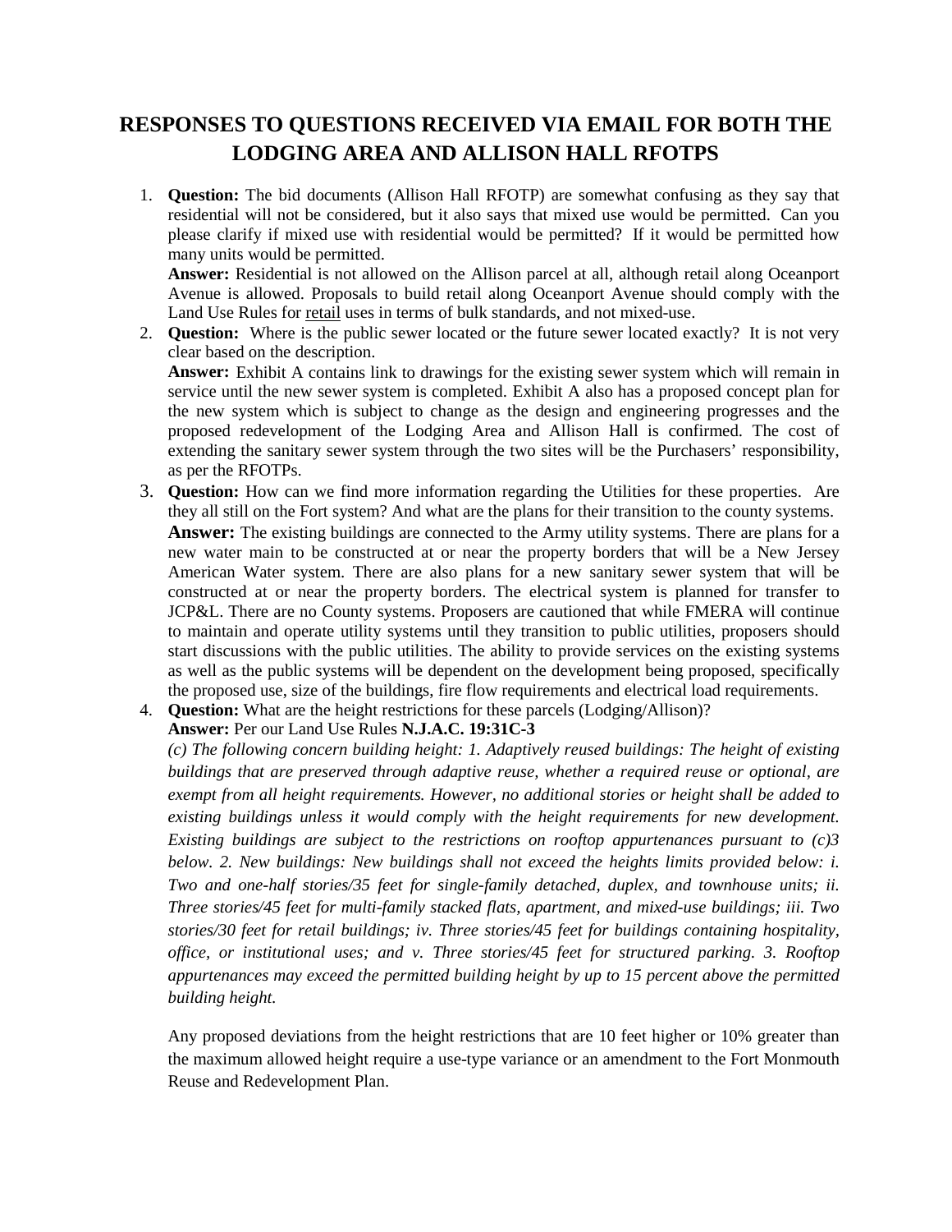# RESPONSES TO QUESTIONS RECEIVED VIA EMAIL FOR BOTH THE LODGING AREA AND ALLISON HALL RFOTPS

1. **Question:** The bid documents (Allison Hall RFOTP) are somewhat confusing as they say that residential will not be considered, but it also says that mixed use would be permitted. Can you please clarify if mixed use with residential would be permitted? If it would be permitted how many units would be permitted.

   **Answer:** Residential is not allowed on the Allison parcel at all, although retail along Oceanport Avenue is allowed. Proposals to build retail along Oceanport Avenue should comply with the Land Use Rules for <u>retail</u> uses in terms of bulk standards, and not mixed-use.

2. **Question:** Where is the public sewer located or the future sewer located exactly? It is not very clear based on the description.

   **Answer:** Exhibit A contains link to drawings for the existing sewer system which will remain in service until the new sewer system is completed. Exhibit A also has a proposed concept plan for the new system which is subject to change as the design and engineering progresses and the proposed redevelopment of the Lodging Area and Allison Hall is confirmed. The cost of extending the sanitary sewer system through the two sites will be the Purchasers' responsibility, as per the RFOTPs.

3. **Question:** How can we find more information regarding the Utilities for these properties. Are they all still on the Fort system? And what are the plans for their transition to the county systems.

   **Answer:** The existing buildings are connected to the Army utility systems. There are plans for a new water main to be constructed at or near the property borders that will be a New Jersey American Water system. There are also plans for a new sanitary sewer system that will be constructed at or near the property borders. The electrical system is planned for transfer to JCP&L. There are no County systems. Proposers are cautioned that while FMERA will continue to maintain and operate utility systems until they transition to public utilities, proposers should start discussions with the public utilities. The ability to provide services on the existing systems as well as the public systems will be dependent on the development being proposed, specifically the proposed use, size of the buildings, fire flow requirements and electrical load requirements.

4. **Question:** What are the height restrictions for these parcels (Lodging/Allison)?

   **Answer:** Per our Land Use Rules **N.J.A.C. 19:31C-3**

   *(c) The following concern building height: 1. Adaptively reused buildings: The height of existing buildings that are preserved through adaptive reuse, whether a required reuse or optional, are exempt from all height requirements. However, no additional stories or height shall be added to existing buildings unless it would comply with the height requirements for new development. Existing buildings are subject to the restrictions on rooftop appurtenances pursuant to (c)3 below. 2. New buildings: New buildings shall not exceed the heights limits provided below: i. Two and one-half stories/35 feet for single-family detached, duplex, and townhouse units; ii. Three stories/45 feet for multi-family stacked flats, apartment, and mixed-use buildings; iii. Two stories/30 feet for retail buildings; iv. Three stories/45 feet for buildings containing hospitality, office, or institutional uses; and v. Three stories/45 feet for structured parking. 3. Rooftop appurtenances may exceed the permitted building height by up to 15 percent above the permitted building height.*

   Any proposed deviations from the height restrictions that are 10 feet higher or 10% greater than the maximum allowed height require a use-type variance or an amendment to the Fort Monmouth Reuse and Redevelopment Plan.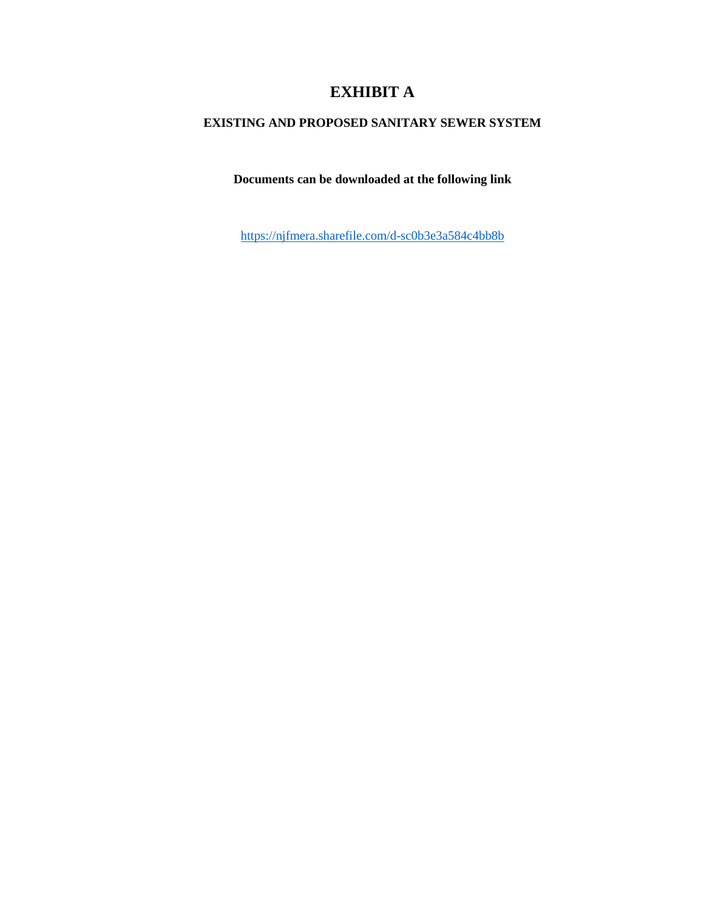# EXHIBIT A

## EXISTING AND PROPOSED SANITARY SEWER SYSTEM

**Documents can be downloaded at the following link**

https://njfmera.sharefile.com/d-sc0b3e3a584c4bb8b